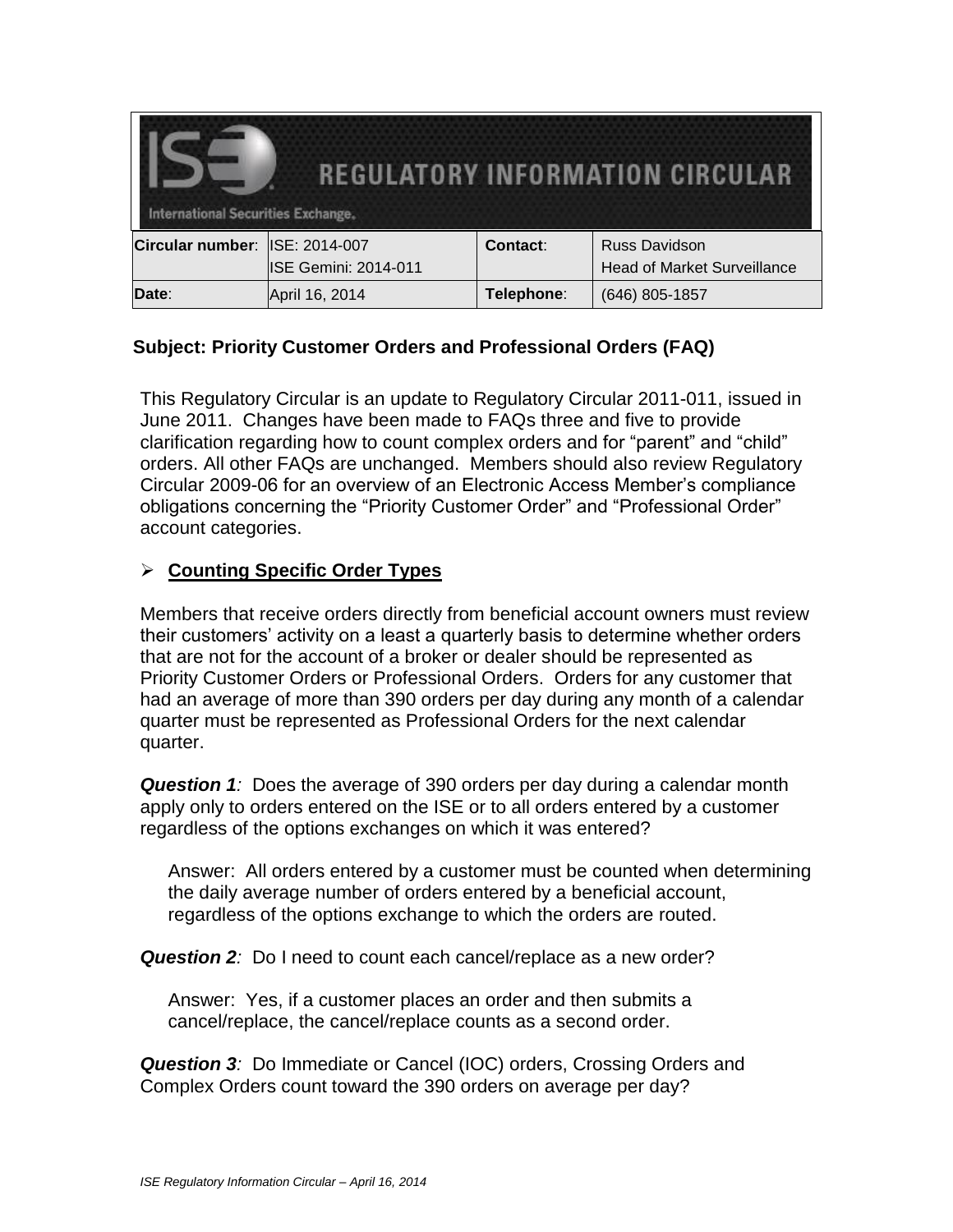# REGULATORY INFORMATION CIRCULAR

International Securities Exchange.

| Circular number: | ISE: 2014-007<br>ISE Gemini: 2014-011 | Contact: | Russ Davidson<br>Head of Market Surveillance |
|---|---|---|---|
| Date: | April 16, 2014 | Telephone: | (646) 805-1857 |

## Subject: Priority Customer Orders and Professional Orders (FAQ)

This Regulatory Circular is an update to Regulatory Circular 2011-011, issued in June 2011. Changes have been made to FAQs three and five to provide clarification regarding how to count complex orders and for "parent" and "child" orders. All other FAQs are unchanged. Members should also review Regulatory Circular 2009-06 for an overview of an Electronic Access Member's compliance obligations concerning the "Priority Customer Order" and "Professional Order" account categories.

- **Counting Specific Order Types**

Members that receive orders directly from beneficial account owners must review their customers' activity on a least a quarterly basis to determine whether orders that are not for the account of a broker or dealer should be represented as Priority Customer Orders or Professional Orders. Orders for any customer that had an average of more than 390 orders per day during any month of a calendar quarter must be represented as Professional Orders for the next calendar quarter.

***Question 1**:* Does the average of 390 orders per day during a calendar month apply only to orders entered on the ISE or to all orders entered by a customer regardless of the options exchanges on which it was entered?

Answer: All orders entered by a customer must be counted when determining the daily average number of orders entered by a beneficial account, regardless of the options exchange to which the orders are routed.

***Question 2**:* Do I need to count each cancel/replace as a new order?

Answer: Yes, if a customer places an order and then submits a cancel/replace, the cancel/replace counts as a second order.

***Question 3**:* Do Immediate or Cancel (IOC) orders, Crossing Orders and Complex Orders count toward the 390 orders on average per day?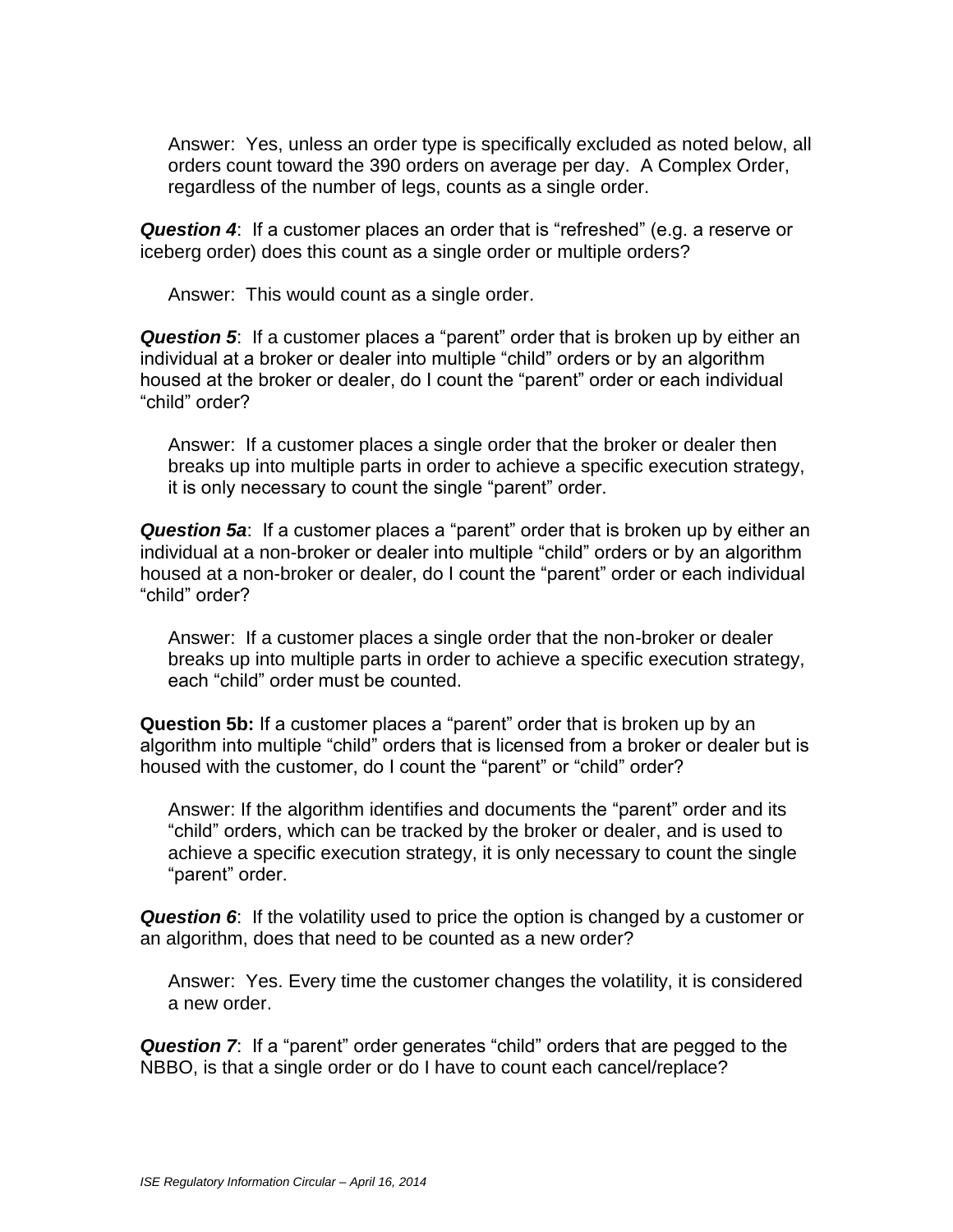Answer: Yes, unless an order type is specifically excluded as noted below, all orders count toward the 390 orders on average per day. A Complex Order, regardless of the number of legs, counts as a single order.

***Question 4***: If a customer places an order that is "refreshed" (e.g. a reserve or iceberg order) does this count as a single order or multiple orders?

Answer: This would count as a single order.

***Question 5***: If a customer places a "parent" order that is broken up by either an individual at a broker or dealer into multiple "child" orders or by an algorithm housed at the broker or dealer, do I count the "parent" order or each individual "child" order?

Answer: If a customer places a single order that the broker or dealer then breaks up into multiple parts in order to achieve a specific execution strategy, it is only necessary to count the single "parent" order.

***Question 5a***: If a customer places a "parent" order that is broken up by either an individual at a non-broker or dealer into multiple "child" orders or by an algorithm housed at a non-broker or dealer, do I count the "parent" order or each individual "child" order?

Answer: If a customer places a single order that the non-broker or dealer breaks up into multiple parts in order to achieve a specific execution strategy, each "child" order must be counted.

**Question 5b:** If a customer places a "parent" order that is broken up by an algorithm into multiple "child" orders that is licensed from a broker or dealer but is housed with the customer, do I count the "parent" or "child" order?

Answer: If the algorithm identifies and documents the "parent" order and its "child" orders, which can be tracked by the broker or dealer, and is used to achieve a specific execution strategy, it is only necessary to count the single "parent" order.

***Question 6***: If the volatility used to price the option is changed by a customer or an algorithm, does that need to be counted as a new order?

Answer: Yes. Every time the customer changes the volatility, it is considered a new order.

***Question 7***: If a "parent" order generates "child" orders that are pegged to the NBBO, is that a single order or do I have to count each cancel/replace?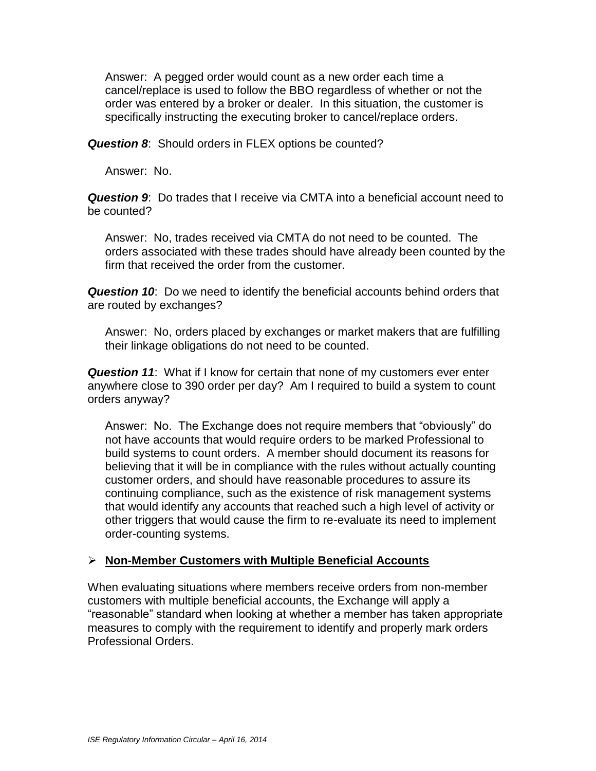Answer: A pegged order would count as a new order each time a cancel/replace is used to follow the BBO regardless of whether or not the order was entered by a broker or dealer. In this situation, the customer is specifically instructing the executing broker to cancel/replace orders.

***Question 8***: Should orders in FLEX options be counted?

Answer: No.

***Question 9***: Do trades that I receive via CMTA into a beneficial account need to be counted?

Answer: No, trades received via CMTA do not need to be counted. The orders associated with these trades should have already been counted by the firm that received the order from the customer.

***Question 10***: Do we need to identify the beneficial accounts behind orders that are routed by exchanges?

Answer: No, orders placed by exchanges or market makers that are fulfilling their linkage obligations do not need to be counted.

***Question 11***: What if I know for certain that none of my customers ever enter anywhere close to 390 order per day? Am I required to build a system to count orders anyway?

Answer: No. The Exchange does not require members that "obviously" do not have accounts that would require orders to be marked Professional to build systems to count orders. A member should document its reasons for believing that it will be in compliance with the rules without actually counting customer orders, and should have reasonable procedures to assure its continuing compliance, such as the existence of risk management systems that would identify any accounts that reached such a high level of activity or other triggers that would cause the firm to re-evaluate its need to implement order-counting systems.

- **Non-Member Customers with Multiple Beneficial Accounts**

When evaluating situations where members receive orders from non-member customers with multiple beneficial accounts, the Exchange will apply a "reasonable" standard when looking at whether a member has taken appropriate measures to comply with the requirement to identify and properly mark orders Professional Orders.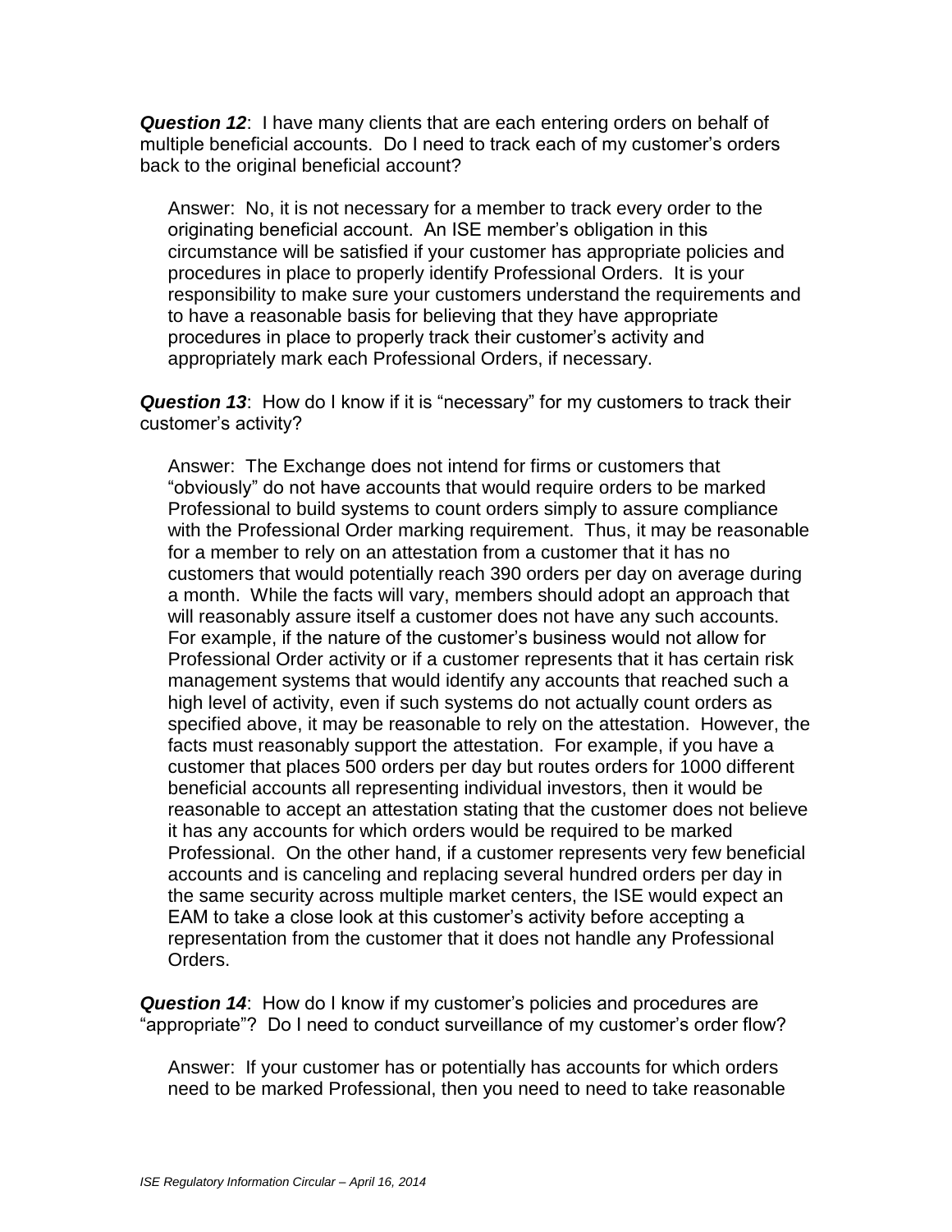***Question 12***: I have many clients that are each entering orders on behalf of multiple beneficial accounts. Do I need to track each of my customer's orders back to the original beneficial account?

Answer: No, it is not necessary for a member to track every order to the originating beneficial account. An ISE member's obligation in this circumstance will be satisfied if your customer has appropriate policies and procedures in place to properly identify Professional Orders. It is your responsibility to make sure your customers understand the requirements and to have a reasonable basis for believing that they have appropriate procedures in place to properly track their customer's activity and appropriately mark each Professional Orders, if necessary.

***Question 13***: How do I know if it is "necessary" for my customers to track their customer's activity?

Answer: The Exchange does not intend for firms or customers that "obviously" do not have accounts that would require orders to be marked Professional to build systems to count orders simply to assure compliance with the Professional Order marking requirement. Thus, it may be reasonable for a member to rely on an attestation from a customer that it has no customers that would potentially reach 390 orders per day on average during a month. While the facts will vary, members should adopt an approach that will reasonably assure itself a customer does not have any such accounts. For example, if the nature of the customer's business would not allow for Professional Order activity or if a customer represents that it has certain risk management systems that would identify any accounts that reached such a high level of activity, even if such systems do not actually count orders as specified above, it may be reasonable to rely on the attestation. However, the facts must reasonably support the attestation. For example, if you have a customer that places 500 orders per day but routes orders for 1000 different beneficial accounts all representing individual investors, then it would be reasonable to accept an attestation stating that the customer does not believe it has any accounts for which orders would be required to be marked Professional. On the other hand, if a customer represents very few beneficial accounts and is canceling and replacing several hundred orders per day in the same security across multiple market centers, the ISE would expect an EAM to take a close look at this customer's activity before accepting a representation from the customer that it does not handle any Professional Orders.

***Question 14***: How do I know if my customer's policies and procedures are "appropriate"? Do I need to conduct surveillance of my customer's order flow?

Answer: If your customer has or potentially has accounts for which orders need to be marked Professional, then you need to need to take reasonable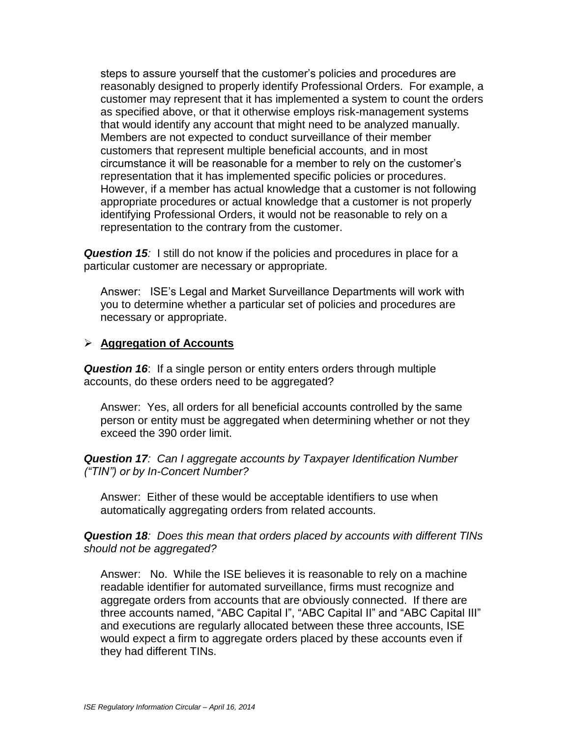steps to assure yourself that the customer's policies and procedures are reasonably designed to properly identify Professional Orders. For example, a customer may represent that it has implemented a system to count the orders as specified above, or that it otherwise employs risk-management systems that would identify any account that might need to be analyzed manually. Members are not expected to conduct surveillance of their member customers that represent multiple beneficial accounts, and in most circumstance it will be reasonable for a member to rely on the customer's representation that it has implemented specific policies or procedures. However, if a member has actual knowledge that a customer is not following appropriate procedures or actual knowledge that a customer is not properly identifying Professional Orders, it would not be reasonable to rely on a representation to the contrary from the customer.

***Question 15****:* I still do not know if the policies and procedures in place for a particular customer are necessary or appropriate*.*

Answer: ISE's Legal and Market Surveillance Departments will work with you to determine whether a particular set of policies and procedures are necessary or appropriate.

- **Aggregation of Accounts**

***Question 16***: If a single person or entity enters orders through multiple accounts, do these orders need to be aggregated?

Answer: Yes, all orders for all beneficial accounts controlled by the same person or entity must be aggregated when determining whether or not they exceed the 390 order limit.

***Question 17****: Can I aggregate accounts by Taxpayer Identification Number ("TIN") or by In-Concert Number?*

Answer: Either of these would be acceptable identifiers to use when automatically aggregating orders from related accounts.

***Question 18****: Does this mean that orders placed by accounts with different TINs should not be aggregated?*

Answer: No. While the ISE believes it is reasonable to rely on a machine readable identifier for automated surveillance, firms must recognize and aggregate orders from accounts that are obviously connected. If there are three accounts named, "ABC Capital I", "ABC Capital II" and "ABC Capital III" and executions are regularly allocated between these three accounts, ISE would expect a firm to aggregate orders placed by these accounts even if they had different TINs.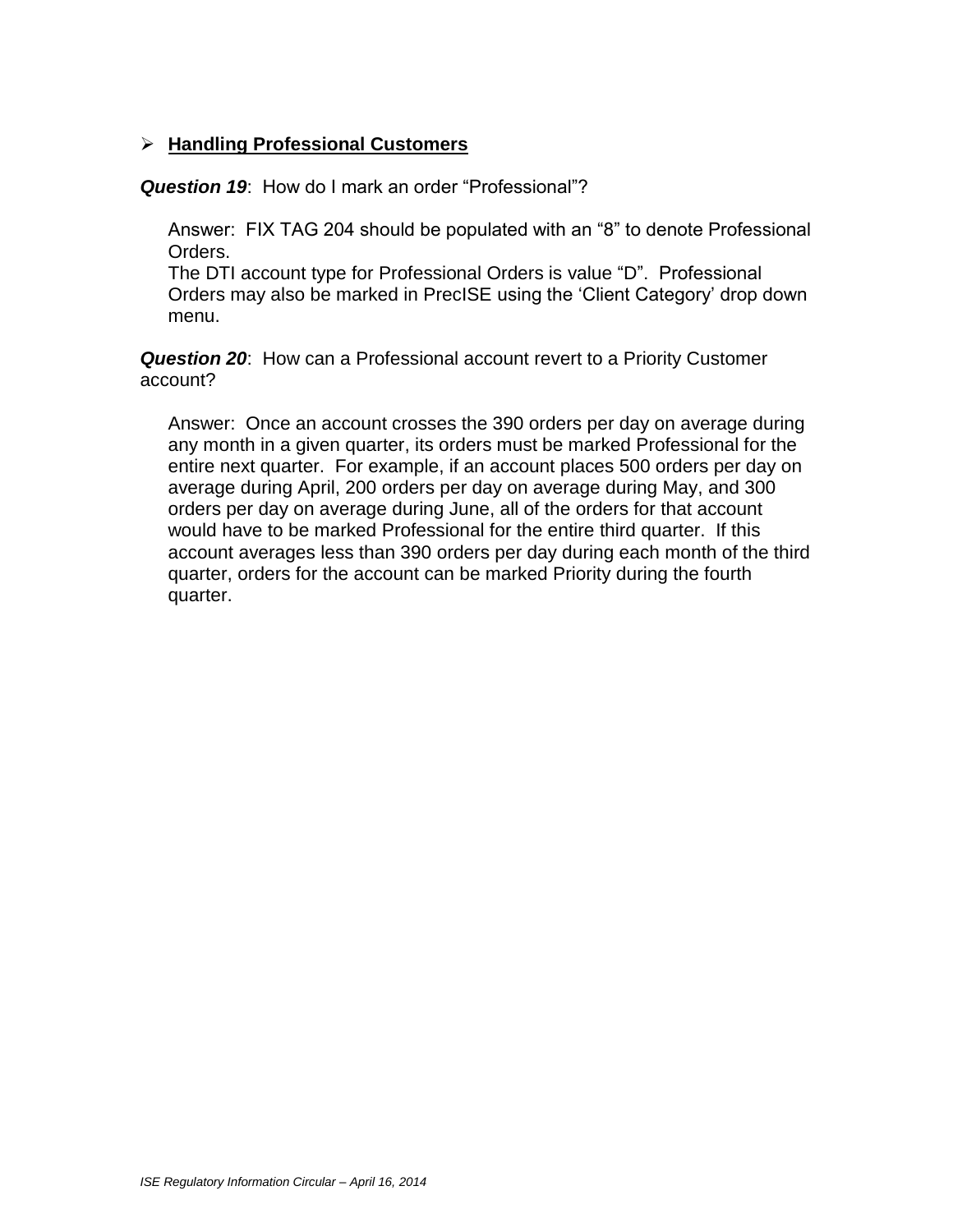- **Handling Professional Customers**

***Question 19***: How do I mark an order "Professional"?

Answer: FIX TAG 204 should be populated with an "8" to denote Professional Orders.
The DTI account type for Professional Orders is value "D". Professional Orders may also be marked in PrecISE using the 'Client Category' drop down menu.

***Question 20***: How can a Professional account revert to a Priority Customer account?

Answer: Once an account crosses the 390 orders per day on average during any month in a given quarter, its orders must be marked Professional for the entire next quarter. For example, if an account places 500 orders per day on average during April, 200 orders per day on average during May, and 300 orders per day on average during June, all of the orders for that account would have to be marked Professional for the entire third quarter. If this account averages less than 390 orders per day during each month of the third quarter, orders for the account can be marked Priority during the fourth quarter.